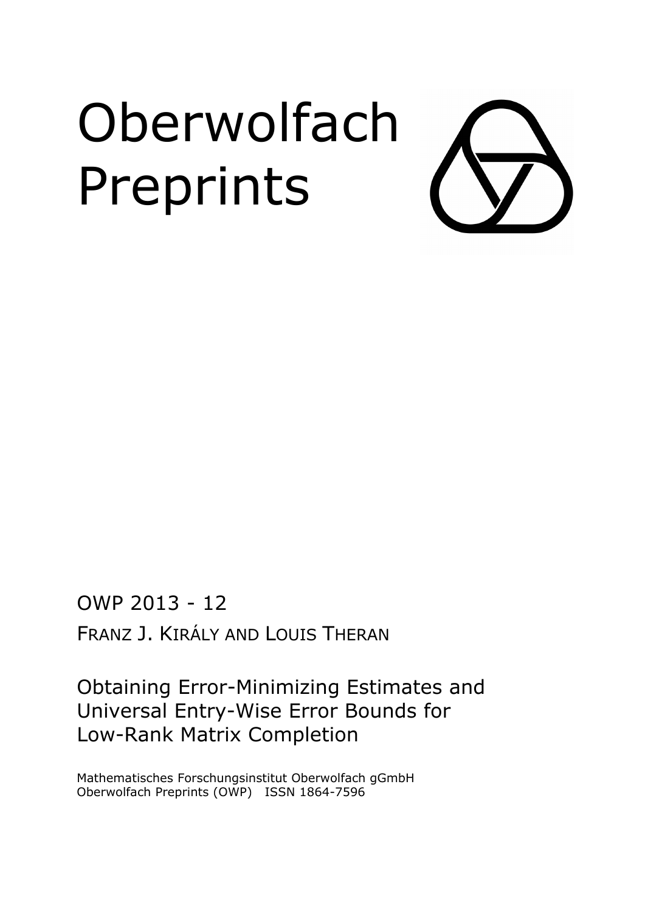# Oberwolfach Preprints

OWP 2013 - 12

FRANZ J. KIRÁLY AND LOUIS THERAN

## Obtaining Error-Minimizing Estimates and Universal Entry-Wise Error Bounds for Low-Rank Matrix Completion

Mathematisches Forschungsinstitut Oberwolfach gGmbH
Oberwolfach Preprints (OWP) ISSN 1864-7596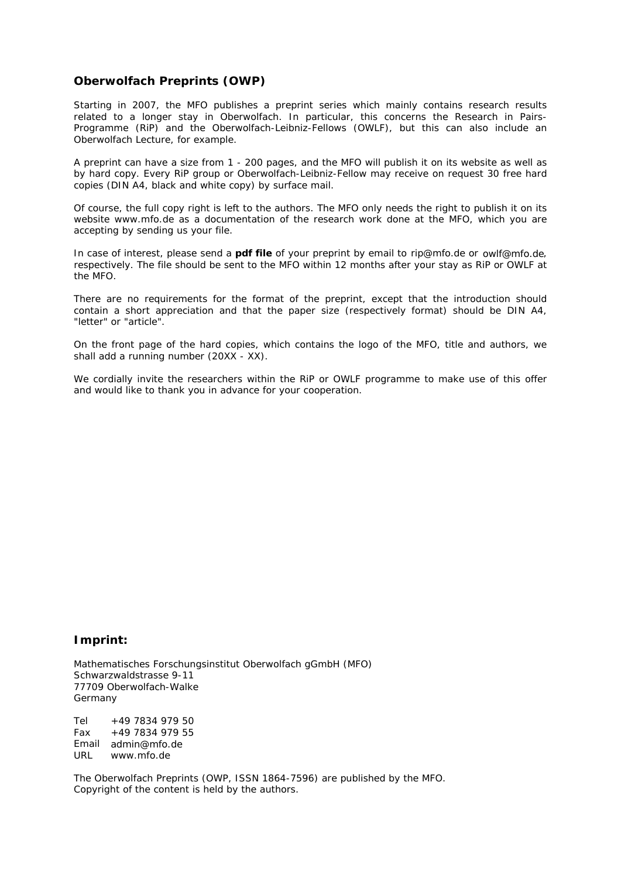## Oberwolfach Preprints (OWP)

Starting in 2007, the MFO publishes a preprint series which mainly contains research results related to a longer stay in Oberwolfach. In particular, this concerns the Research in Pairs-Programme (RiP) and the Oberwolfach-Leibniz-Fellows (OWLF), but this can also include an Oberwolfach Lecture, for example.

A preprint can have a size from 1 - 200 pages, and the MFO will publish it on its website as well as by hard copy. Every RiP group or Oberwolfach-Leibniz-Fellow may receive on request 30 free hard copies (DIN A4, black and white copy) by surface mail.

Of course, the full copy right is left to the authors. The MFO only needs the right to publish it on its website www.mfo.de as a documentation of the research work done at the MFO, which you are accepting by sending us your file.

In case of interest, please send a **pdf file** of your preprint by email to rip@mfo.de or owlf@mfo.de, respectively. The file should be sent to the MFO within 12 months after your stay as RiP or OWLF at the MFO.

There are no requirements for the format of the preprint, except that the introduction should contain a short appreciation and that the paper size (respectively format) should be DIN A4, "letter" or "article".

On the front page of the hard copies, which contains the logo of the MFO, title and authors, we shall add a running number (20XX - XX).

We cordially invite the researchers within the RiP or OWLF programme to make use of this offer and would like to thank you in advance for your cooperation.

## Imprint:

Mathematisches Forschungsinstitut Oberwolfach gGmbH (MFO)
Schwarzwaldstrasse 9-11
77709 Oberwolfach-Walke
Germany

Tel +49 7834 979 50
Fax +49 7834 979 55
Email admin@mfo.de
URL www.mfo.de

The Oberwolfach Preprints (OWP, ISSN 1864-7596) are published by the MFO.
Copyright of the content is held by the authors.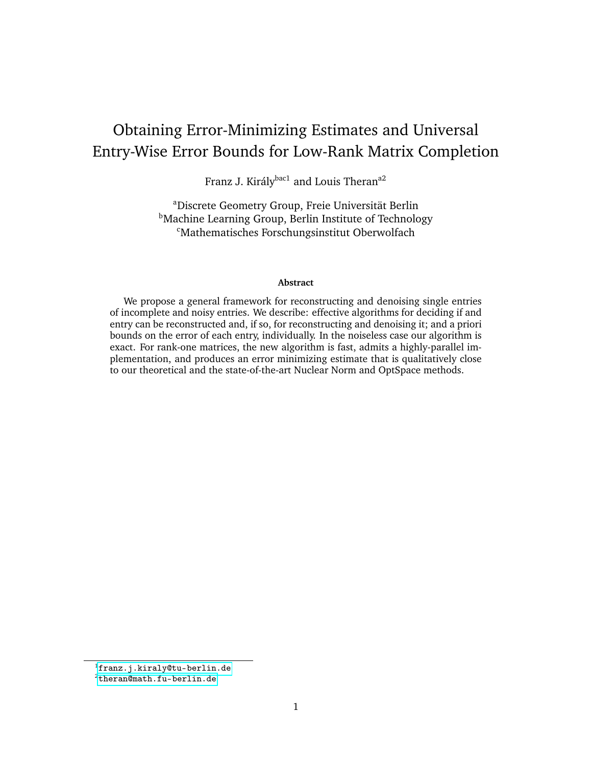# Obtaining Error-Minimizing Estimates and Universal Entry-Wise Error Bounds for Low-Rank Matrix Completion

Franz J. Király[bac1] and Louis Theran[a2]

[a]Discrete Geometry Group, Freie Universität Berlin
[b]Machine Learning Group, Berlin Institute of Technology
[c]Mathematisches Forschungsinstitut Oberwolfach

**Abstract**

We propose a general framework for reconstructing and denoising single entries of incomplete and noisy entries. We describe: effective algorithms for deciding if and entry can be reconstructed and, if so, for reconstructing and denoising it; and a priori bounds on the error of each entry, individually. In the noiseless case our algorithm is exact. For rank-one matrices, the new algorithm is fast, admits a highly-parallel implementation, and produces an error minimizing estimate that is qualitatively close to our theoretical and the state-of-the-art Nuclear Norm and OptSpace methods.

[1]franz.j.kiraly@tu-berlin.de
[2]theran@math.fu-berlin.de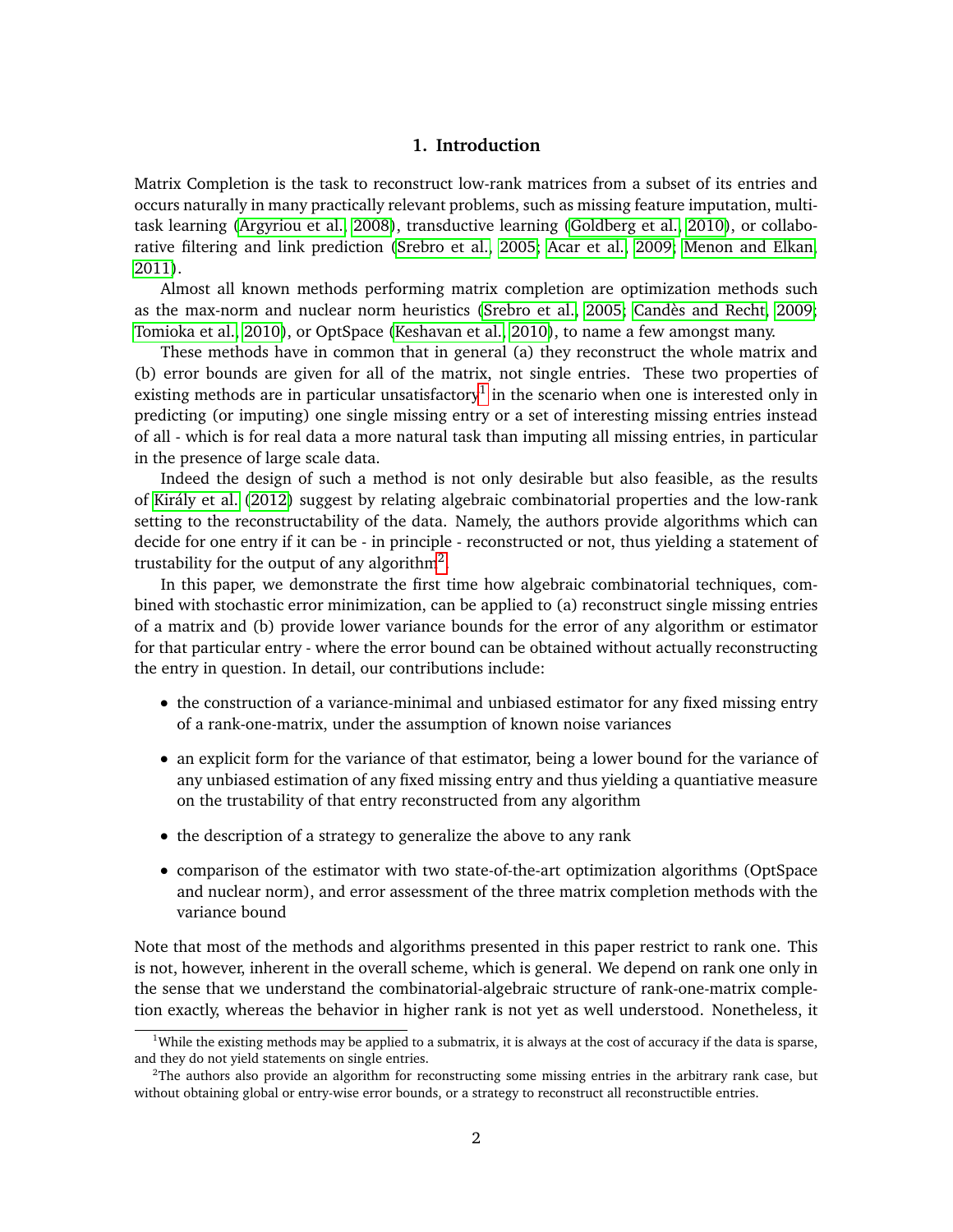## 1. Introduction

Matrix Completion is the task to reconstruct low-rank matrices from a subset of its entries and occurs naturally in many practically relevant problems, such as missing feature imputation, multi-task learning (Argyriou et al., 2008), transductive learning (Goldberg et al., 2010), or collaborative filtering and link prediction (Srebro et al., 2005; Acar et al., 2009; Menon and Elkan, 2011).

Almost all known methods performing matrix completion are optimization methods such as the max-norm and nuclear norm heuristics (Srebro et al., 2005; Candès and Recht, 2009; Tomioka et al., 2010), or OptSpace (Keshavan et al., 2010), to name a few amongst many.

These methods have in common that in general (a) they reconstruct the whole matrix and (b) error bounds are given for all of the matrix, not single entries. These two properties of existing methods are in particular unsatisfactory[1] in the scenario when one is interested only in predicting (or imputing) one single missing entry or a set of interesting missing entries instead of all - which is for real data a more natural task than imputing all missing entries, in particular in the presence of large scale data.

Indeed the design of such a method is not only desirable but also feasible, as the results of Király et al. (2012) suggest by relating algebraic combinatorial properties and the low-rank setting to the reconstructability of the data. Namely, the authors provide algorithms which can decide for one entry if it can be - in principle - reconstructed or not, thus yielding a statement of trustability for the output of any algorithm[2].

In this paper, we demonstrate the first time how algebraic combinatorial techniques, combined with stochastic error minimization, can be applied to (a) reconstruct single missing entries of a matrix and (b) provide lower variance bounds for the error of any algorithm or estimator for that particular entry - where the error bound can be obtained without actually reconstructing the entry in question. In detail, our contributions include:

- the construction of a variance-minimal and unbiased estimator for any fixed missing entry of a rank-one-matrix, under the assumption of known noise variances
- an explicit form for the variance of that estimator, being a lower bound for the variance of any unbiased estimation of any fixed missing entry and thus yielding a quantiative measure on the trustability of that entry reconstructed from any algorithm
- the description of a strategy to generalize the above to any rank
- comparison of the estimator with two state-of-the-art optimization algorithms (OptSpace and nuclear norm), and error assessment of the three matrix completion methods with the variance bound

Note that most of the methods and algorithms presented in this paper restrict to rank one. This is not, however, inherent in the overall scheme, which is general. We depend on rank one only in the sense that we understand the combinatorial-algebraic structure of rank-one-matrix completion exactly, whereas the behavior in higher rank is not yet as well understood. Nonetheless, it

[1] While the existing methods may be applied to a submatrix, it is always at the cost of accuracy if the data is sparse, and they do not yield statements on single entries.

[2] The authors also provide an algorithm for reconstructing some missing entries in the arbitrary rank case, but without obtaining global or entry-wise error bounds, or a strategy to reconstruct all reconstructible entries.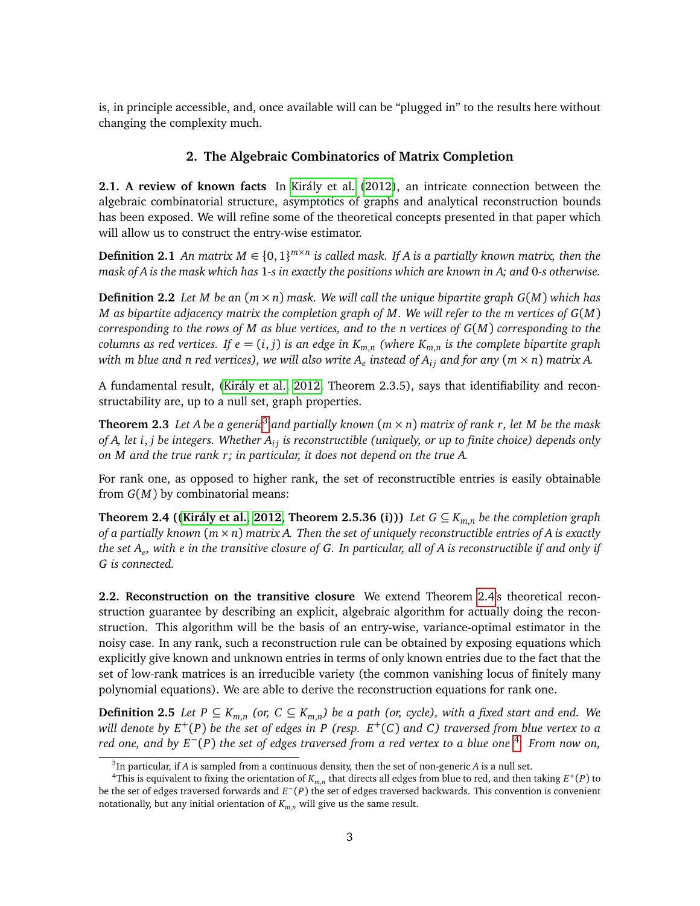is, in principle accessible, and, once available will can be "plugged in" to the results here without changing the complexity much.

## 2. The Algebraic Combinatorics of Matrix Completion

**2.1. A review of known facts** In Király et al. (2012), an intricate connection between the algebraic combinatorial structure, asymptotics of graphs and analytical reconstruction bounds has been exposed. We will refine some of the theoretical concepts presented in that paper which will allow us to construct the entry-wise estimator.

**Definition 2.1** *An matrix $M \in \{0,1\}^{m\times n}$ is called mask. If $A$ is a partially known matrix, then the mask of $A$ is the mask which has 1-s in exactly the positions which are known in $A$; and 0-s otherwise.*

**Definition 2.2** *Let $M$ be an $(m \times n)$ mask. We will call the unique bipartite graph $G(M)$ which has $M$ as bipartite adjacency matrix the completion graph of $M$. We will refer to the $m$ vertices of $G(M)$ corresponding to the rows of $M$ as blue vertices, and to the $n$ vertices of $G(M)$ corresponding to the columns as red vertices. If $e = (i, j)$ is an edge in $K_{m,n}$ (where $K_{m,n}$ is the complete bipartite graph with $m$ blue and $n$ red vertices), we will also write $A_e$ instead of $A_{ij}$ and for any $(m \times n)$ matrix $A$.*

A fundamental result, (Király et al., 2012, Theorem 2.3.5), says that identifiability and reconstructability are, up to a null set, graph properties.

**Theorem 2.3** *Let $A$ be a generic[3] and partially known $(m \times n)$ matrix of rank $r$, let $M$ be the mask of $A$, let $i, j$ be integers. Whether $A_{ij}$ is reconstructible (uniquely, or up to finite choice) depends only on $M$ and the true rank $r$; in particular, it does not depend on the true $A$.*

For rank one, as opposed to higher rank, the set of reconstructible entries is easily obtainable from $G(M)$ by combinatorial means:

**Theorem 2.4 ((Király et al., 2012, Theorem 2.5.36 (i)))** *Let $G \subseteq K_{m,n}$ be the completion graph of a partially known $(m \times n)$ matrix $A$. Then the set of uniquely reconstructible entries of $A$ is exactly the set $A_e$, with $e$ in the transitive closure of $G$. In particular, all of $A$ is reconstructible if and only if $G$ is connected.*

**2.2. Reconstruction on the transitive closure** We extend Theorem 2.4s theoretical reconstruction guarantee by describing an explicit, algebraic algorithm for actually doing the reconstruction. This algorithm will be the basis of an entry-wise, variance-optimal estimator in the noisy case. In any rank, such a reconstruction rule can be obtained by exposing equations which explicitly give known and unknown entries in terms of only known entries due to the fact that the set of low-rank matrices is an irreducible variety (the common vanishing locus of finitely many polynomial equations). We are able to derive the reconstruction equations for rank one.

**Definition 2.5** *Let $P \subseteq K_{m,n}$ (or, $C \subseteq K_{m,n}$) be a path (or, cycle), with a fixed start and end. We will denote by $E^+(P)$ be the set of edges in $P$ (resp. $E^+(C)$ and $C$) traversed from blue vertex to a red one, and by $E^-(P)$ the set of edges traversed from a red vertex to a blue one.*[4] *From now on,*

[3] In particular, if $A$ is sampled from a continuous density, then the set of non-generic $A$ is a null set.

[4] This is equivalent to fixing the orientation of $K_{m,n}$ that directs all edges from blue to red, and then taking $E^+(P)$ to be the set of edges traversed forwards and $E^-(P)$ the set of edges traversed backwards. This convention is convenient notationally, but any initial orientation of $K_{m,n}$ will give us the same result.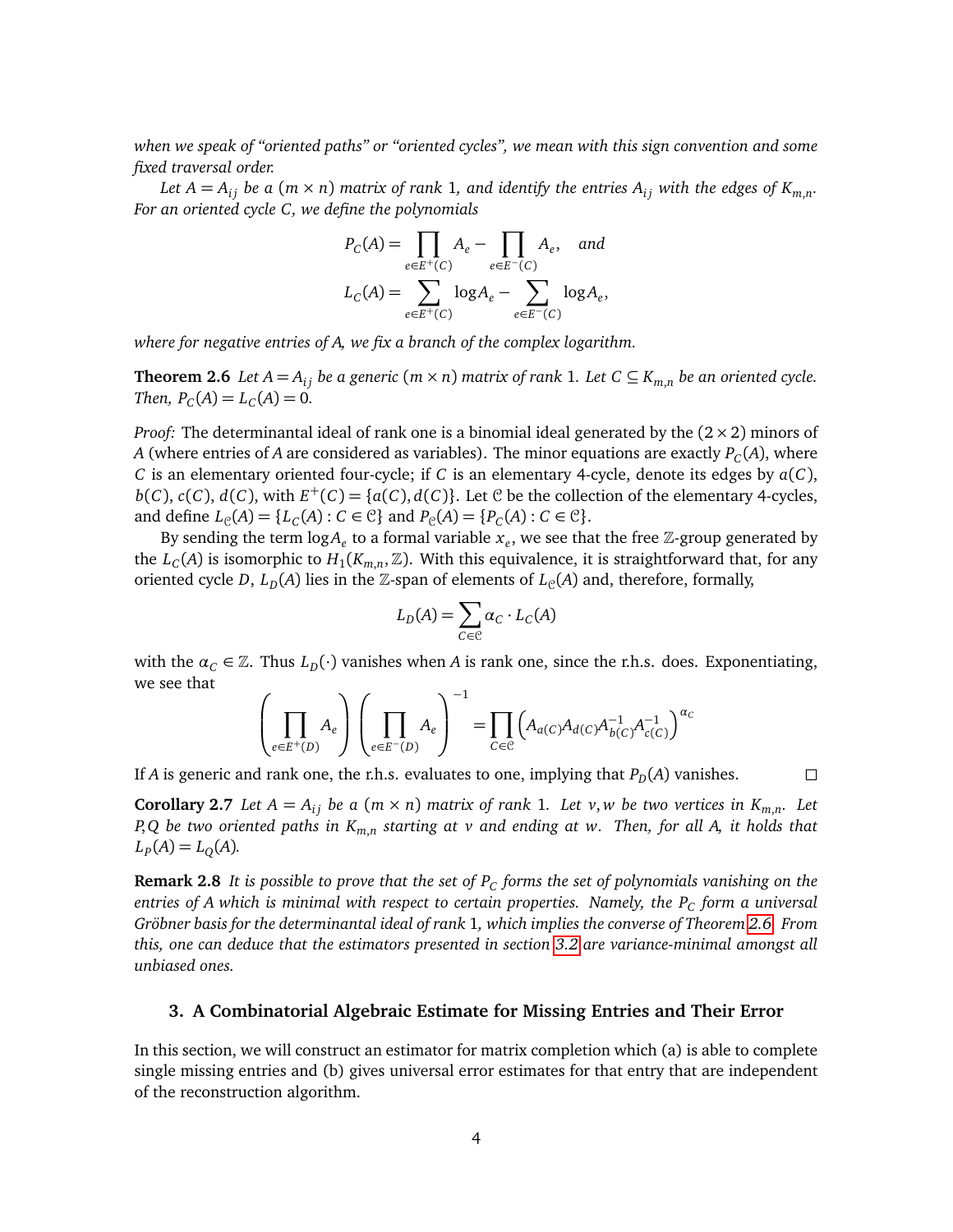*when we speak of "oriented paths" or "oriented cycles", we mean with this sign convention and some fixed traversal order.*

*Let $A = A_{ij}$ be a $(m \times n)$ matrix of rank 1, and identify the entries $A_{ij}$ with the edges of $K_{m,n}$. For an oriented cycle $C$, we define the polynomials*

$$P_C(A) = \prod_{e \in E^+(C)} A_e - \prod_{e \in E^-(C)} A_e, \quad \text{and}$$

$$L_C(A) = \sum_{e \in E^+(C)} \log A_e - \sum_{e \in E^-(C)} \log A_e,$$

*where for negative entries of $A$, we fix a branch of the complex logarithm.*

**Theorem 2.6** *Let $A = A_{ij}$ be a generic $(m \times n)$ matrix of rank 1. Let $C \subseteq K_{m,n}$ be an oriented cycle. Then, $P_C(A) = L_C(A) = 0$.*

*Proof:* The determinantal ideal of rank one is a binomial ideal generated by the $(2 \times 2)$ minors of $A$ (where entries of $A$ are considered as variables). The minor equations are exactly $P_C(A)$, where $C$ is an elementary oriented four-cycle; if $C$ is an elementary 4-cycle, denote its edges by $a(C)$, $b(C)$, $c(C)$, $d(C)$, with $E^+(C) = \{a(C), d(C)\}$. Let $\mathcal{C}$ be the collection of the elementary 4-cycles, and define $L_{\mathcal{C}}(A) = \{L_C(A) : C \in \mathcal{C}\}$ and $P_{\mathcal{C}}(A) = \{P_C(A) : C \in \mathcal{C}\}$.

By sending the term $\log A_e$ to a formal variable $x_e$, we see that the free $\mathbb{Z}$-group generated by the $L_C(A)$ is isomorphic to $H_1(K_{m,n}, \mathbb{Z})$. With this equivalence, it is straightforward that, for any oriented cycle $D$, $L_D(A)$ lies in the $\mathbb{Z}$-span of elements of $L_{\mathcal{C}}(A)$ and, therefore, formally,

$$L_D(A) = \sum_{C \in \mathcal{C}} \alpha_C \cdot L_C(A)$$

with the $\alpha_C \in \mathbb{Z}$. Thus $L_D(\cdot)$ vanishes when $A$ is rank one, since the r.h.s. does. Exponentiating, we see that

$$\left( \prod_{e \in E^+(D)} A_e \right) \left( \prod_{e \in E^-(D)} A_e \right)^{-1} = \prod_{C \in \mathcal{C}} \left( A_{a(C)} A_{d(C)} A_{b(C)}^{-1} A_{c(C)}^{-1} \right)^{\alpha_C}$$

If $A$ is generic and rank one, the r.h.s. evaluates to one, implying that $P_D(A)$ vanishes. □

**Corollary 2.7** *Let $A = A_{ij}$ be a $(m \times n)$ matrix of rank 1. Let $v, w$ be two vertices in $K_{m,n}$. Let $P, Q$ be two oriented paths in $K_{m,n}$ starting at $v$ and ending at $w$. Then, for all $A$, it holds that $L_P(A) = L_Q(A)$.*

**Remark 2.8** *It is possible to prove that the set of $P_C$ forms the set of polynomials vanishing on the entries of $A$ which is minimal with respect to certain properties. Namely, the $P_C$ form a universal Gröbner basis for the determinantal ideal of rank 1, which implies the converse of Theorem 2.6. From this, one can deduce that the estimators presented in section 3.2 are variance-minimal amongst all unbiased ones.*

## 3. A Combinatorial Algebraic Estimate for Missing Entries and Their Error

In this section, we will construct an estimator for matrix completion which (a) is able to complete single missing entries and (b) gives universal error estimates for that entry that are independent of the reconstruction algorithm.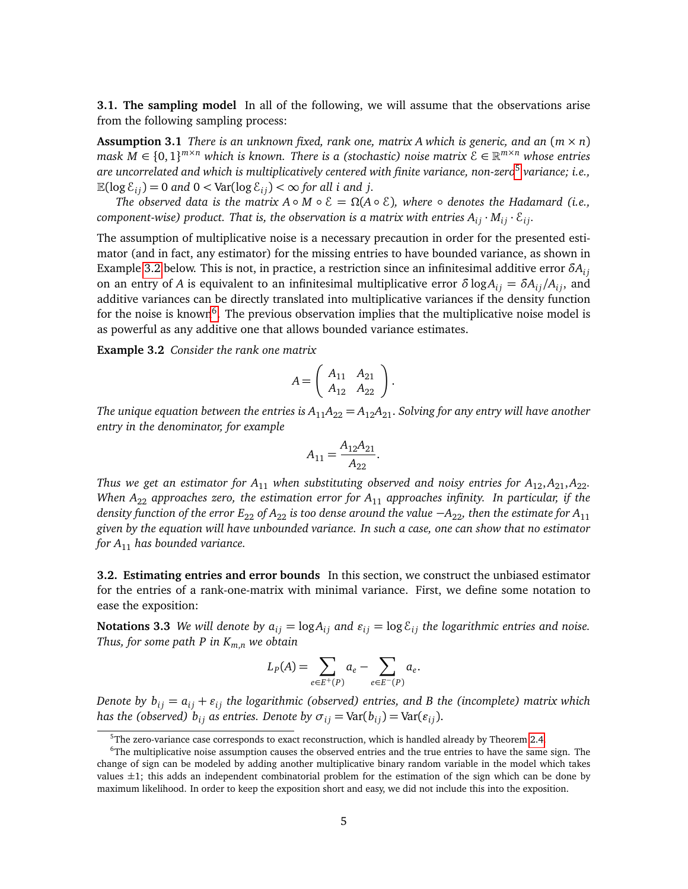**3.1. The sampling model** In all of the following, we will assume that the observations arise from the following sampling process:

**Assumption 3.1** *There is an unknown fixed, rank one, matrix $A$ which is generic, and an $(m \times n)$ mask $M \in \{0,1\}^{m\times n}$ which is known. There is a (stochastic) noise matrix $\mathcal{E} \in \mathbb{R}^{m\times n}$ whose entries are uncorrelated and which is multiplicatively centered with finite variance, non-zero*[5] *variance; i.e., $\mathbb{E}(\log \mathcal{E}_{ij}) = 0$ and $0 < \operatorname{Var}(\log \mathcal{E}_{ij}) < \infty$ for all $i$ and $j$.*

*The observed data is the matrix $A \circ M \circ \mathcal{E} = \Omega(A \circ \mathcal{E})$, where $\circ$ denotes the Hadamard (i.e., component-wise) product. That is, the observation is a matrix with entries $A_{ij} \cdot M_{ij} \cdot \mathcal{E}_{ij}$.*

The assumption of multiplicative noise is a necessary precaution in order for the presented estimator (and in fact, any estimator) for the missing entries to have bounded variance, as shown in Example 3.2 below. This is not, in practice, a restriction since an infinitesimal additive error $\delta A_{ij}$ on an entry of $A$ is equivalent to an infinitesimal multiplicative error $\delta \log A_{ij} = \delta A_{ij}/A_{ij}$, and additive variances can be directly translated into multiplicative variances if the density function for the noise is known[6]. The previous observation implies that the multiplicative noise model is as powerful as any additive one that allows bounded variance estimates.

**Example 3.2** *Consider the rank one matrix*

$$A = \begin{pmatrix} A_{11} & A_{21} \\ A_{12} & A_{22} \end{pmatrix}.$$

*The unique equation between the entries is $A_{11}A_{22} = A_{12}A_{21}$. Solving for any entry will have another entry in the denominator, for example*

$$A_{11} = \frac{A_{12}A_{21}}{A_{22}}.$$

*Thus we get an estimator for $A_{11}$ when substituting observed and noisy entries for $A_{12}, A_{21}, A_{22}$. When $A_{22}$ approaches zero, the estimation error for $A_{11}$ approaches infinity. In particular, if the density function of the error $E_{22}$ of $A_{22}$ is too dense around the value $-A_{22}$, then the estimate for $A_{11}$ given by the equation will have unbounded variance. In such a case, one can show that no estimator for $A_{11}$ has bounded variance.*

**3.2. Estimating entries and error bounds** In this section, we construct the unbiased estimator for the entries of a rank-one-matrix with minimal variance. First, we define some notation to ease the exposition:

**Notations 3.3** *We will denote by $a_{ij} = \log A_{ij}$ and $\varepsilon_{ij} = \log \mathcal{E}_{ij}$ the logarithmic entries and noise. Thus, for some path $P$ in $K_{m,n}$ we obtain*

$$L_P(A) = \sum_{e \in E^+(P)} a_e - \sum_{e \in E^-(P)} a_e.$$

*Denote by $b_{ij} = a_{ij} + \varepsilon_{ij}$ the logarithmic (observed) entries, and $B$ the (incomplete) matrix which has the (observed) $b_{ij}$ as entries. Denote by $\sigma_{ij} = \operatorname{Var}(b_{ij}) = \operatorname{Var}(\varepsilon_{ij})$.*

[5] The zero-variance case corresponds to exact reconstruction, which is handled already by Theorem 2.4.

[6] The multiplicative noise assumption causes the observed entries and the true entries to have the same sign. The change of sign can be modeled by adding another multiplicative binary random variable in the model which takes values $\pm 1$; this adds an independent combinatorial problem for the estimation of the sign which can be done by maximum likelihood. In order to keep the exposition short and easy, we did not include this into the exposition.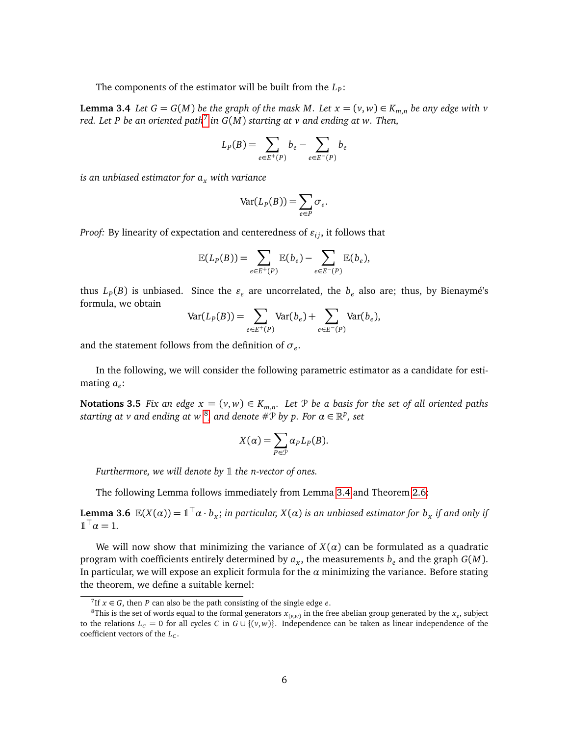The components of the estimator will be built from the $L_P$:

**Lemma 3.4** *Let $G = G(M)$ be the graph of the mask $M$. Let $x = (v,w) \in K_{m,n}$ be any edge with $v$ red. Let $P$ be an oriented path[7] in $G(M)$ starting at $v$ and ending at $w$. Then,*

$$L_P(B) = \sum_{e \in E^+(P)} b_e - \sum_{e \in E^-(P)} b_e$$

*is an unbiased estimator for $a_x$ with variance*

$$\operatorname{Var}(L_P(B)) = \sum_{e \in P} \sigma_e.$$

*Proof:* By linearity of expectation and centeredness of $\varepsilon_{ij}$, it follows that

$$\mathbb{E}(L_P(B)) = \sum_{e \in E^+(P)} \mathbb{E}(b_e) - \sum_{e \in E^-(P)} \mathbb{E}(b_e),$$

thus $L_P(B)$ is unbiased. Since the $\varepsilon_e$ are uncorrelated, the $b_e$ also are; thus, by Bienaymé's formula, we obtain

$$\operatorname{Var}(L_P(B)) = \sum_{e \in E^+(P)} \operatorname{Var}(b_e) + \sum_{e \in E^-(P)} \operatorname{Var}(b_e),$$

and the statement follows from the definition of $\sigma_e$.

In the following, we will consider the following parametric estimator as a candidate for estimating $a_e$:

**Notations 3.5** *Fix an edge $x = (v,w) \in K_{m,n}$. Let $\mathcal{P}$ be a basis for the set of all oriented paths starting at $v$ and ending at $w$[8], and denote $\#\mathcal{P}$ by $p$. For $\alpha \in \mathbb{R}^p$, set*

$$X(\alpha) = \sum_{P \in \mathcal{P}} \alpha_P L_P(B).$$

*Furthermore, we will denote by $\mathbb{1}$ the $n$-vector of ones.*

The following Lemma follows immediately from Lemma 3.4 and Theorem 2.6:

**Lemma 3.6** $\mathbb{E}(X(\alpha)) = \mathbb{1}^\top \alpha \cdot b_x$*; in particular, $X(\alpha)$ is an unbiased estimator for $b_x$ if and only if $\mathbb{1}^\top \alpha = 1$.*

We will now show that minimizing the variance of $X(\alpha)$ can be formulated as a quadratic program with coefficients entirely determined by $a_x$, the measurements $b_e$ and the graph $G(M)$. In particular, we will expose an explicit formula for the $\alpha$ minimizing the variance. Before stating the theorem, we define a suitable kernel:

[7] If $x \in G$, then $P$ can also be the path consisting of the single edge $e$.

[8] This is the set of words equal to the formal generators $x_{(v,w)}$ in the free abelian group generated by the $x_e$, subject to the relations $L_C = 0$ for all cycles $C$ in $G \cup \{(v,w)\}$. Independence can be taken as linear independence of the coefficient vectors of the $L_C$.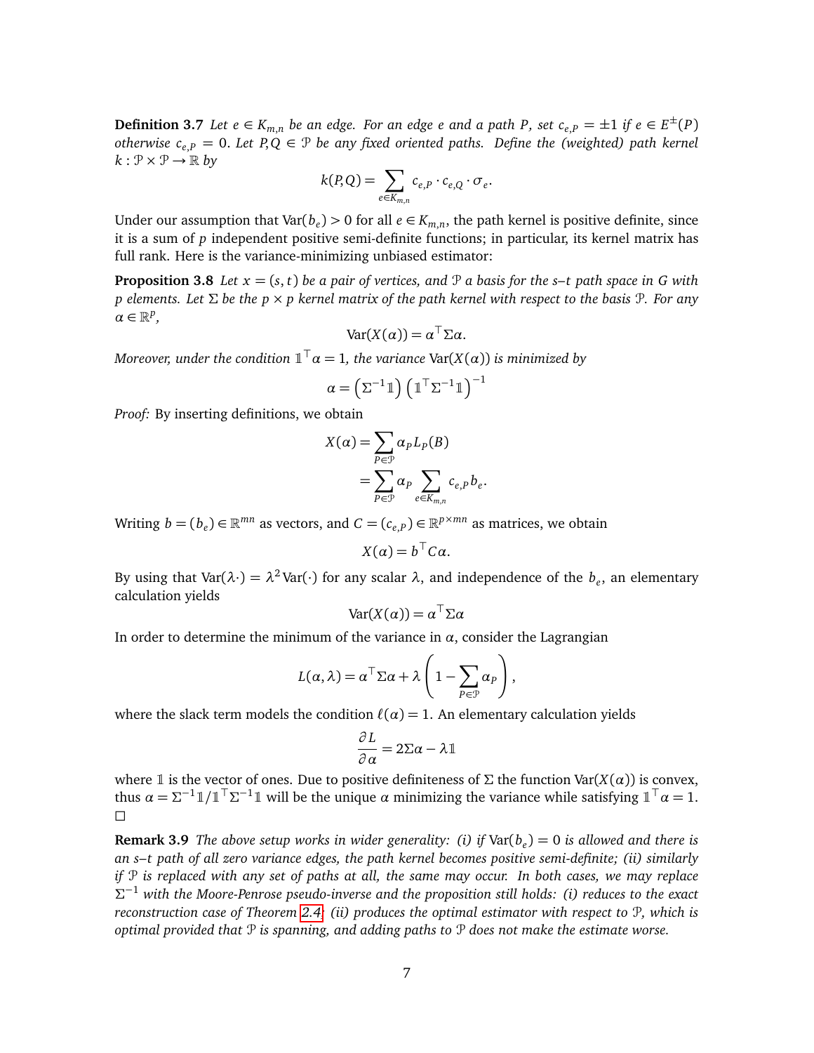**Definition 3.7** *Let $e \in K_{m,n}$ be an edge. For an edge $e$ and a path $P$, set $c_{e,P} = \pm 1$ if $e \in E^{\pm}(P)$ otherwise $c_{e,P} = 0$. Let $P, Q \in \mathcal{P}$ be any fixed oriented paths. Define the (weighted) path kernel $k : \mathcal{P} \times \mathcal{P} \to \mathbb{R}$ by*

$$k(P,Q) = \sum_{e \in K_{m,n}} c_{e,P} \cdot c_{e,Q} \cdot \sigma_e.$$

Under our assumption that $\operatorname{Var}(b_e) > 0$ for all $e \in K_{m,n}$, the path kernel is positive definite, since it is a sum of $p$ independent positive semi-definite functions; in particular, its kernel matrix has full rank. Here is the variance-minimizing unbiased estimator:

**Proposition 3.8** *Let $x = (s,t)$ be a pair of vertices, and $\mathcal{P}$ a basis for the s–t path space in $G$ with $p$ elements. Let $\Sigma$ be the $p \times p$ kernel matrix of the path kernel with respect to the basis $\mathcal{P}$. For any $\alpha \in \mathbb{R}^p$,*

$$\operatorname{Var}(X(\alpha)) = \alpha^\top \Sigma \alpha.$$

*Moreover, under the condition $\mathbb{1}^\top \alpha = 1$, the variance $\operatorname{Var}(X(\alpha))$ is minimized by*

$$\alpha = \left(\Sigma^{-1}\mathbb{1}\right)\left(\mathbb{1}^\top \Sigma^{-1}\mathbb{1}\right)^{-1}$$

*Proof:* By inserting definitions, we obtain

$$\begin{aligned} X(\alpha) &= \sum_{P \in \mathcal{P}} \alpha_P L_P(B) \\ &= \sum_{P \in \mathcal{P}} \alpha_P \sum_{e \in K_{m,n}} c_{e,P} b_e. \end{aligned}$$

Writing $b = (b_e) \in \mathbb{R}^{mn}$ as vectors, and $C = (c_{e,P}) \in \mathbb{R}^{p \times mn}$ as matrices, we obtain

$$X(\alpha) = b^\top C \alpha.$$

By using that $\operatorname{Var}(\lambda \cdot) = \lambda^2 \operatorname{Var}(\cdot)$ for any scalar $\lambda$, and independence of the $b_e$, an elementary calculation yields

$$\operatorname{Var}(X(\alpha)) = \alpha^\top \Sigma \alpha$$

In order to determine the minimum of the variance in $\alpha$, consider the Lagrangian

$$L(\alpha, \lambda) = \alpha^\top \Sigma \alpha + \lambda \left(1 - \sum_{P \in \mathcal{P}} \alpha_P\right),$$

where the slack term models the condition $\ell(\alpha) = 1$. An elementary calculation yields

$$\frac{\partial L}{\partial \alpha} = 2\Sigma\alpha - \lambda \mathbb{1}$$

where $\mathbb{1}$ is the vector of ones. Due to positive definiteness of $\Sigma$ the function $\operatorname{Var}(X(\alpha))$ is convex, thus $\alpha = \Sigma^{-1}\mathbb{1}/\mathbb{1}^\top\Sigma^{-1}\mathbb{1}$ will be the unique $\alpha$ minimizing the variance while satisfying $\mathbb{1}^\top \alpha = 1$. □

**Remark 3.9** *The above setup works in wider generality: (i) if $\operatorname{Var}(b_e) = 0$ is allowed and there is an s–t path of all zero variance edges, the path kernel becomes positive semi-definite; (ii) similarly if $\mathcal{P}$ is replaced with any set of paths at all, the same may occur. In both cases, we may replace $\Sigma^{-1}$ with the Moore-Penrose pseudo-inverse and the proposition still holds: (i) reduces to the exact reconstruction case of Theorem 2.4; (ii) produces the optimal estimator with respect to $\mathcal{P}$, which is optimal provided that $\mathcal{P}$ is spanning, and adding paths to $\mathcal{P}$ does not make the estimate worse.*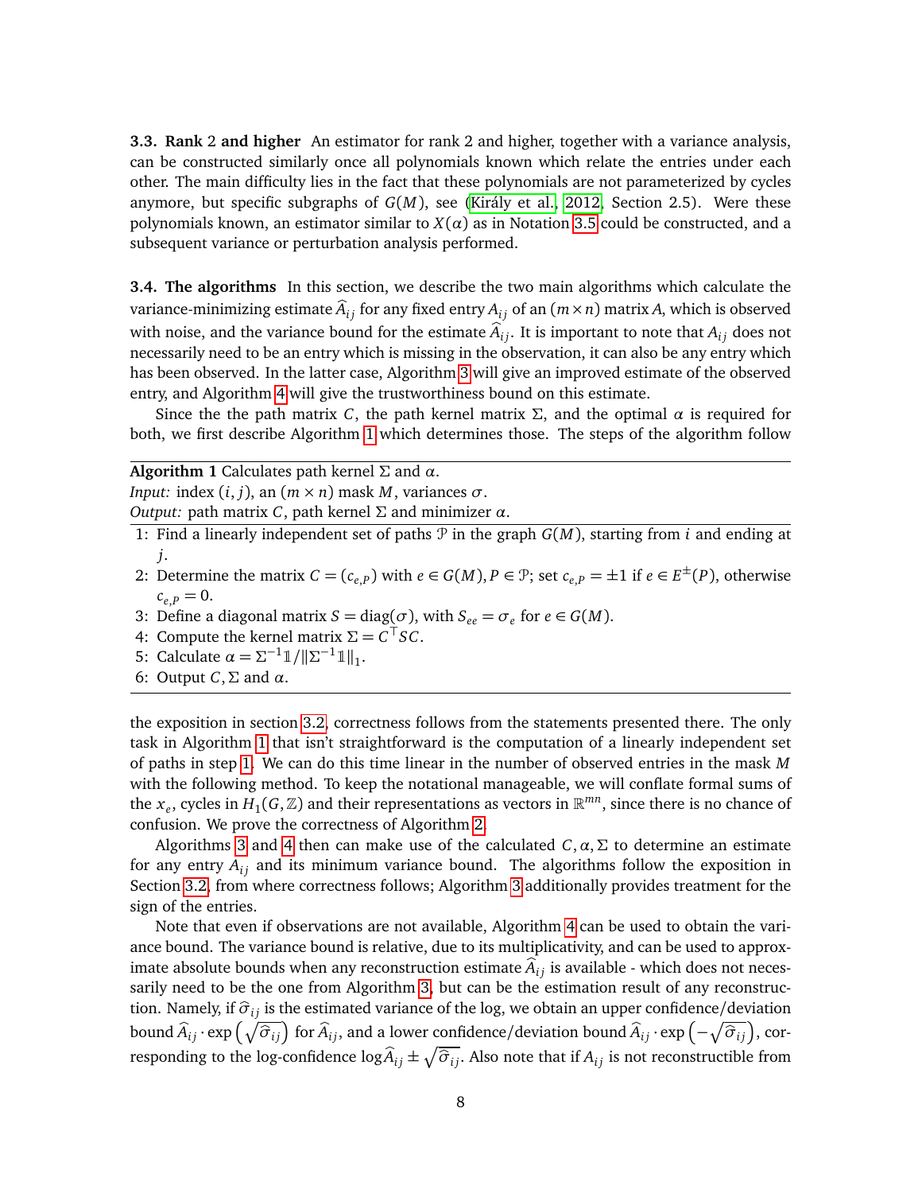**3.3. Rank 2 and higher** An estimator for rank 2 and higher, together with a variance analysis, can be constructed similarly once all polynomials known which relate the entries under each other. The main difficulty lies in the fact that these polynomials are not parameterized by cycles anymore, but specific subgraphs of $G(M)$, see (Király et al., 2012, Section 2.5). Were these polynomials known, an estimator similar to $X(\alpha)$ as in Notation 3.5 could be constructed, and a subsequent variance or perturbation analysis performed.

**3.4. The algorithms** In this section, we describe the two main algorithms which calculate the variance-minimizing estimate $\widehat{A}_{ij}$ for any fixed entry $A_{ij}$ of an $(m \times n)$ matrix $A$, which is observed with noise, and the variance bound for the estimate $\widehat{A}_{ij}$. It is important to note that $A_{ij}$ does not necessarily need to be an entry which is missing in the observation, it can also be any entry which has been observed. In the latter case, Algorithm 3 will give an improved estimate of the observed entry, and Algorithm 4 will give the trustworthiness bound on this estimate.

Since the the path matrix $C$, the path kernel matrix $\Sigma$, and the optimal $\alpha$ is required for both, we first describe Algorithm 1 which determines those. The steps of the algorithm follow

---

**Algorithm 1** Calculates path kernel $\Sigma$ and $\alpha$.

*Input:* index $(i, j)$, an $(m \times n)$ mask $M$, variances $\sigma$.

*Output:* path matrix $C$, path kernel $\Sigma$ and minimizer $\alpha$.

1: Find a linearly independent set of paths $\mathcal{P}$ in the graph $G(M)$, starting from $i$ and ending at $j$.

2: Determine the matrix $C = (c_{e,P})$ with $e \in G(M), P \in \mathcal{P}$; set $c_{e,P} = \pm 1$ if $e \in E^{\pm}(P)$, otherwise $c_{e,P} = 0$.

3: Define a diagonal matrix $S = \operatorname{diag}(\sigma)$, with $S_{ee} = \sigma_e$ for $e \in G(M)$.

4: Compute the kernel matrix $\Sigma = C^{\top} S C$.

5: Calculate $\alpha = \Sigma^{-1}\mathbb{1} / \|\Sigma^{-1}\mathbb{1}\|_1$.

6: Output $C, \Sigma$ and $\alpha$.

---

the exposition in section 3.2, correctness follows from the statements presented there. The only task in Algorithm 1 that isn't straightforward is the computation of a linearly independent set of paths in step 1. We can do this time linear in the number of observed entries in the mask $M$ with the following method. To keep the notational manageable, we will conflate formal sums of the $x_e$, cycles in $H_1(G, \mathbb{Z})$ and their representations as vectors in $\mathbb{R}^{mn}$, since there is no chance of confusion. We prove the correctness of Algorithm 2.

Algorithms 3 and 4 then can make use of the calculated $C, \alpha, \Sigma$ to determine an estimate for any entry $A_{ij}$ and its minimum variance bound. The algorithms follow the exposition in Section 3.2, from where correctness follows; Algorithm 3 additionally provides treatment for the sign of the entries.

Note that even if observations are not available, Algorithm 4 can be used to obtain the variance bound. The variance bound is relative, due to its multiplicativity, and can be used to approximate absolute bounds when any reconstruction estimate $\widehat{A}_{ij}$ is available - which does not necessarily need to be the one from Algorithm 3, but can be the estimation result of any reconstruction. Namely, if $\widehat{\sigma}_{ij}$ is the estimated variance of the log, we obtain an upper confidence/deviation bound $\widehat{A}_{ij} \cdot \exp\left(\sqrt{\widehat{\sigma}_{ij}}\right)$ for $\widehat{A}_{ij}$, and a lower confidence/deviation bound $\widehat{A}_{ij} \cdot \exp\left(-\sqrt{\widehat{\sigma}_{ij}}\right)$, corresponding to the log-confidence $\log \widehat{A}_{ij} \pm \sqrt{\widehat{\sigma}_{ij}}$. Also note that if $A_{ij}$ is not reconstructible from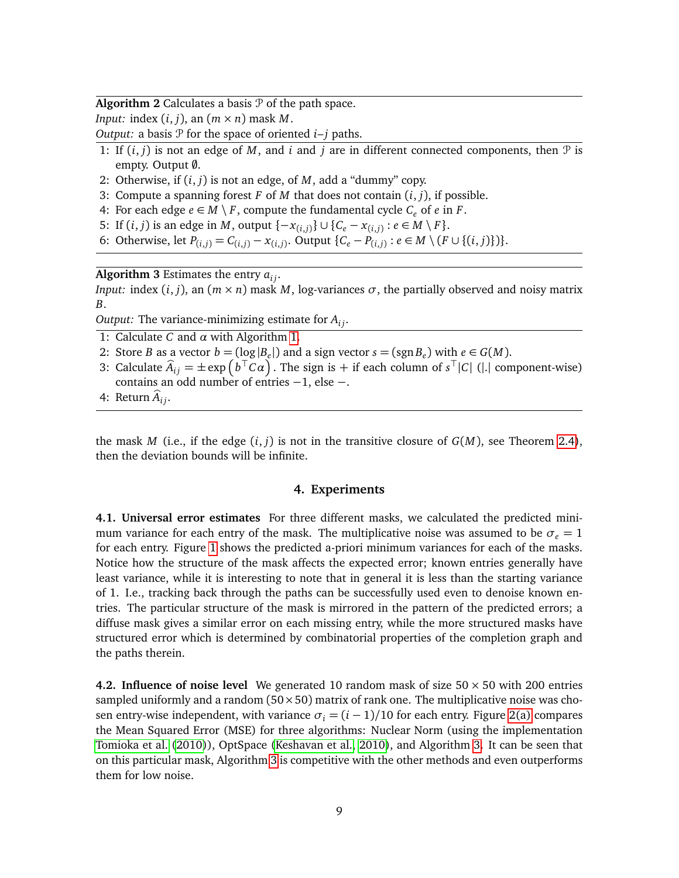**Algorithm 2** Calculates a basis $\mathcal{P}$ of the path space.
*Input:* index $(i,j)$, an $(m \times n)$ mask $M$.
*Output:* a basis $\mathcal{P}$ for the space of oriented $i$–$j$ paths.

1: If $(i,j)$ is not an edge of $M$, and $i$ and $j$ are in different connected components, then $\mathcal{P}$ is empty. Output $\emptyset$.
2: Otherwise, if $(i,j)$ is not an edge, of $M$, add a "dummy" copy.
3: Compute a spanning forest $F$ of $M$ that does not contain $(i,j)$, if possible.
4: For each edge $e \in M \setminus F$, compute the fundamental cycle $C_e$ of $e$ in $F$.
5: If $(i,j)$ is an edge in $M$, output $\{-x_{(i,j)}\} \cup \{C_e - x_{(i,j)} : e \in M \setminus F\}$.
6: Otherwise, let $P_{(i,j)} = C_{(i,j)} - x_{(i,j)}$. Output $\{C_e - P_{(i,j)} : e \in M \setminus (F \cup \{(i,j)\})\}$.

**Algorithm 3** Estimates the entry $a_{ij}$.
*Input:* index $(i,j)$, an $(m \times n)$ mask $M$, log-variances $\sigma$, the partially observed and noisy matrix $B$.
*Output:* The variance-minimizing estimate for $A_{ij}$.

1: Calculate $C$ and $\alpha$ with Algorithm 1.
2: Store $B$ as a vector $b = (\log |B_e|)$ and a sign vector $s = (\operatorname{sgn} B_e)$ with $e \in G(M)$.
3: Calculate $\widehat{A}_{ij} = \pm \exp\left(b^\top C\alpha\right)$. The sign is $+$ if each column of $s^\top |C|$ ($|.|$ component-wise) contains an odd number of entries $-1$, else $-$.
4: Return $\widehat{A}_{ij}$.

the mask $M$ (i.e., if the edge $(i,j)$ is not in the transitive closure of $G(M)$, see Theorem 2.4), then the deviation bounds will be infinite.

## 4. Experiments

**4.1. Universal error estimates** For three different masks, we calculated the predicted minimum variance for each entry of the mask. The multiplicative noise was assumed to be $\sigma_e = 1$ for each entry. Figure 1 shows the predicted a-priori minimum variances for each of the masks. Notice how the structure of the mask affects the expected error; known entries generally have least variance, while it is interesting to note that in general it is less than the starting variance of 1. I.e., tracking back through the paths can be successfully used even to denoise known entries. The particular structure of the mask is mirrored in the pattern of the predicted errors; a diffuse mask gives a similar error on each missing entry, while the more structured masks have structured error which is determined by combinatorial properties of the completion graph and the paths therein.

**4.2. Influence of noise level** We generated 10 random mask of size $50 \times 50$ with 200 entries sampled uniformly and a random $(50 \times 50)$ matrix of rank one. The multiplicative noise was chosen entry-wise independent, with variance $\sigma_i = (i-1)/10$ for each entry. Figure 2(a) compares the Mean Squared Error (MSE) for three algorithms: Nuclear Norm (using the implementation Tomioka et al. (2010)), OptSpace (Keshavan et al., 2010), and Algorithm 3. It can be seen that on this particular mask, Algorithm 3 is competitive with the other methods and even outperforms them for low noise.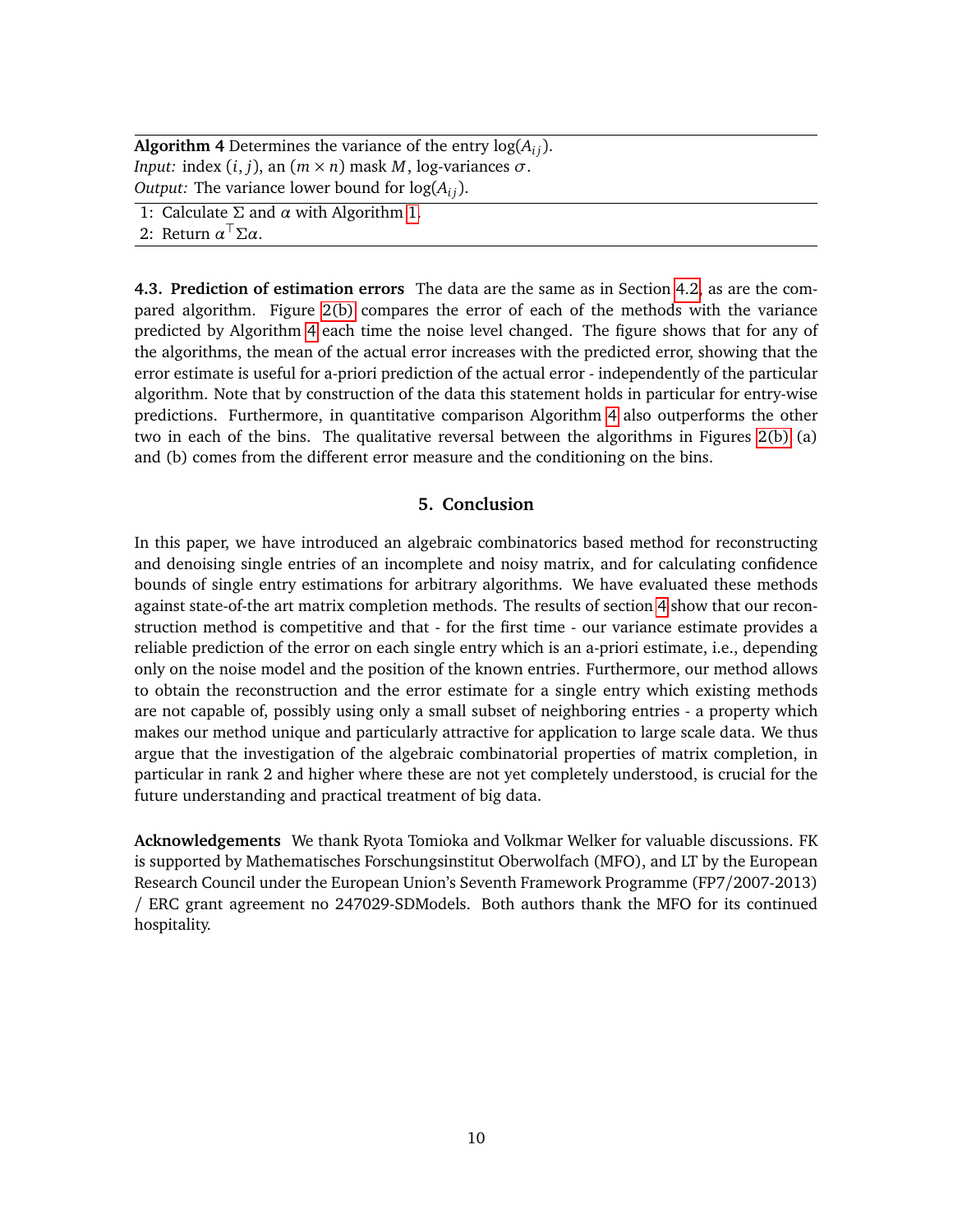**Algorithm 4** Determines the variance of the entry $\log(A_{ij})$.
*Input:* index $(i, j)$, an $(m \times n)$ mask $M$, log-variances $\sigma$.
*Output:* The variance lower bound for $\log(A_{ij})$.

1: Calculate $\Sigma$ and $\alpha$ with Algorithm 1.
2: Return $\alpha^\top \Sigma \alpha$.

**4.3. Prediction of estimation errors** The data are the same as in Section 4.2, as are the compared algorithm. Figure 2(b) compares the error of each of the methods with the variance predicted by Algorithm 4 each time the noise level changed. The figure shows that for any of the algorithms, the mean of the actual error increases with the predicted error, showing that the error estimate is useful for a-priori prediction of the actual error - independently of the particular algorithm. Note that by construction of the data this statement holds in particular for entry-wise predictions. Furthermore, in quantitative comparison Algorithm 4 also outperforms the other two in each of the bins. The qualitative reversal between the algorithms in Figures 2(b) (a) and (b) comes from the different error measure and the conditioning on the bins.

## 5. Conclusion

In this paper, we have introduced an algebraic combinatorics based method for reconstructing and denoising single entries of an incomplete and noisy matrix, and for calculating confidence bounds of single entry estimations for arbitrary algorithms. We have evaluated these methods against state-of-the art matrix completion methods. The results of section 4 show that our reconstruction method is competitive and that - for the first time - our variance estimate provides a reliable prediction of the error on each single entry which is an a-priori estimate, i.e., depending only on the noise model and the position of the known entries. Furthermore, our method allows to obtain the reconstruction and the error estimate for a single entry which existing methods are not capable of, possibly using only a small subset of neighboring entries - a property which makes our method unique and particularly attractive for application to large scale data. We thus argue that the investigation of the algebraic combinatorial properties of matrix completion, in particular in rank 2 and higher where these are not yet completely understood, is crucial for the future understanding and practical treatment of big data.

**Acknowledgements** We thank Ryota Tomioka and Volkmar Welker for valuable discussions. FK is supported by Mathematisches Forschungsinstitut Oberwolfach (MFO), and LT by the European Research Council under the European Union's Seventh Framework Programme (FP7/2007-2013) / ERC grant agreement no 247029-SDModels. Both authors thank the MFO for its continued hospitality.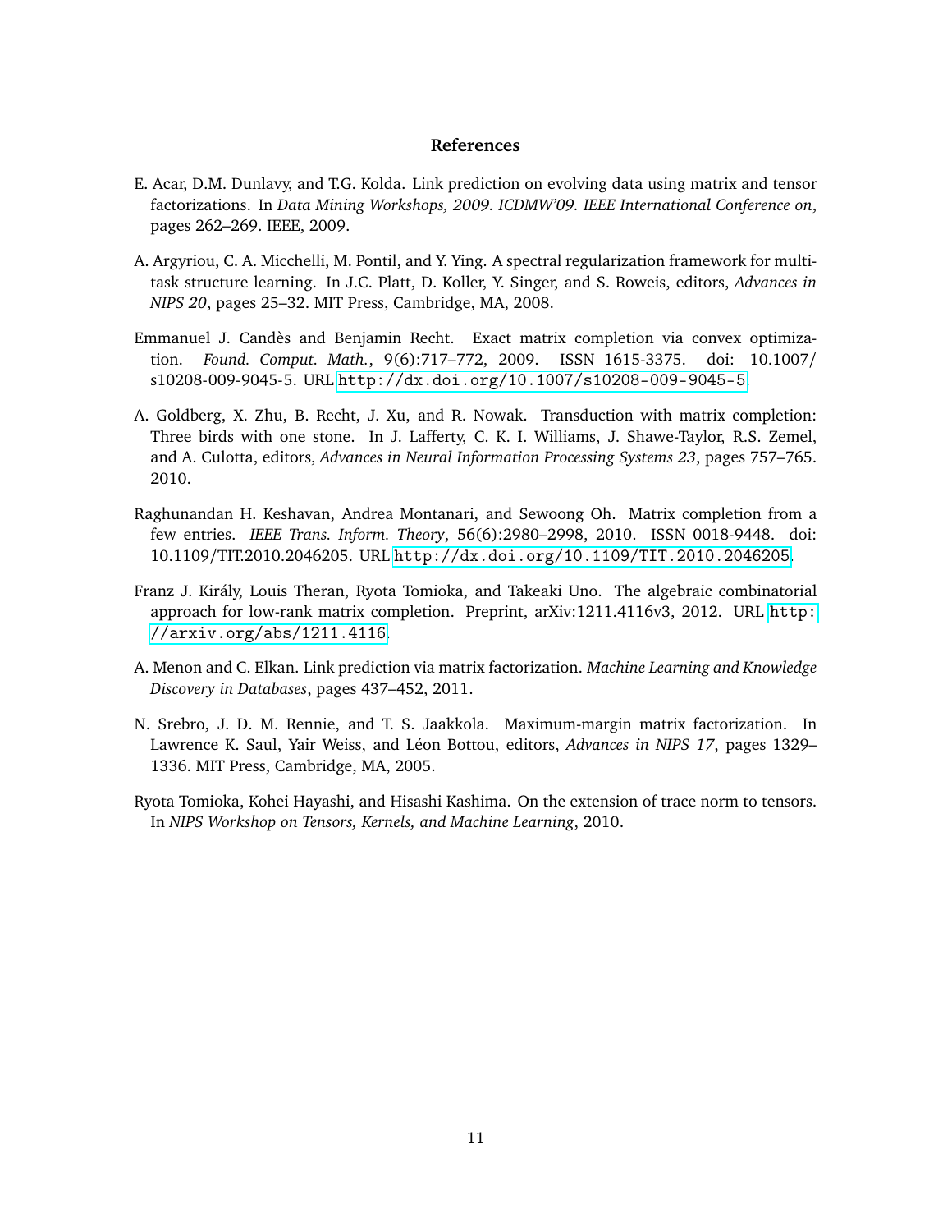## References

E. Acar, D.M. Dunlavy, and T.G. Kolda. Link prediction on evolving data using matrix and tensor factorizations. In *Data Mining Workshops, 2009. ICDMW'09. IEEE International Conference on*, pages 262–269. IEEE, 2009.

A. Argyriou, C. A. Micchelli, M. Pontil, and Y. Ying. A spectral regularization framework for multi-task structure learning. In J.C. Platt, D. Koller, Y. Singer, and S. Roweis, editors, *Advances in NIPS 20*, pages 25–32. MIT Press, Cambridge, MA, 2008.

Emmanuel J. Candès and Benjamin Recht. Exact matrix completion via convex optimization. *Found. Comput. Math.*, 9(6):717–772, 2009. ISSN 1615-3375. doi: 10.1007/s10208-009-9045-5. URL http://dx.doi.org/10.1007/s10208-009-9045-5.

A. Goldberg, X. Zhu, B. Recht, J. Xu, and R. Nowak. Transduction with matrix completion: Three birds with one stone. In J. Lafferty, C. K. I. Williams, J. Shawe-Taylor, R.S. Zemel, and A. Culotta, editors, *Advances in Neural Information Processing Systems 23*, pages 757–765. 2010.

Raghunandan H. Keshavan, Andrea Montanari, and Sewoong Oh. Matrix completion from a few entries. *IEEE Trans. Inform. Theory*, 56(6):2980–2998, 2010. ISSN 0018-9448. doi: 10.1109/TIT.2010.2046205. URL http://dx.doi.org/10.1109/TIT.2010.2046205.

Franz J. Király, Louis Theran, Ryota Tomioka, and Takeaki Uno. The algebraic combinatorial approach for low-rank matrix completion. Preprint, arXiv:1211.4116v3, 2012. URL http://arxiv.org/abs/1211.4116.

A. Menon and C. Elkan. Link prediction via matrix factorization. *Machine Learning and Knowledge Discovery in Databases*, pages 437–452, 2011.

N. Srebro, J. D. M. Rennie, and T. S. Jaakkola. Maximum-margin matrix factorization. In Lawrence K. Saul, Yair Weiss, and Léon Bottou, editors, *Advances in NIPS 17*, pages 1329–1336. MIT Press, Cambridge, MA, 2005.

Ryota Tomioka, Kohei Hayashi, and Hisashi Kashima. On the extension of trace norm to tensors. In *NIPS Workshop on Tensors, Kernels, and Machine Learning*, 2010.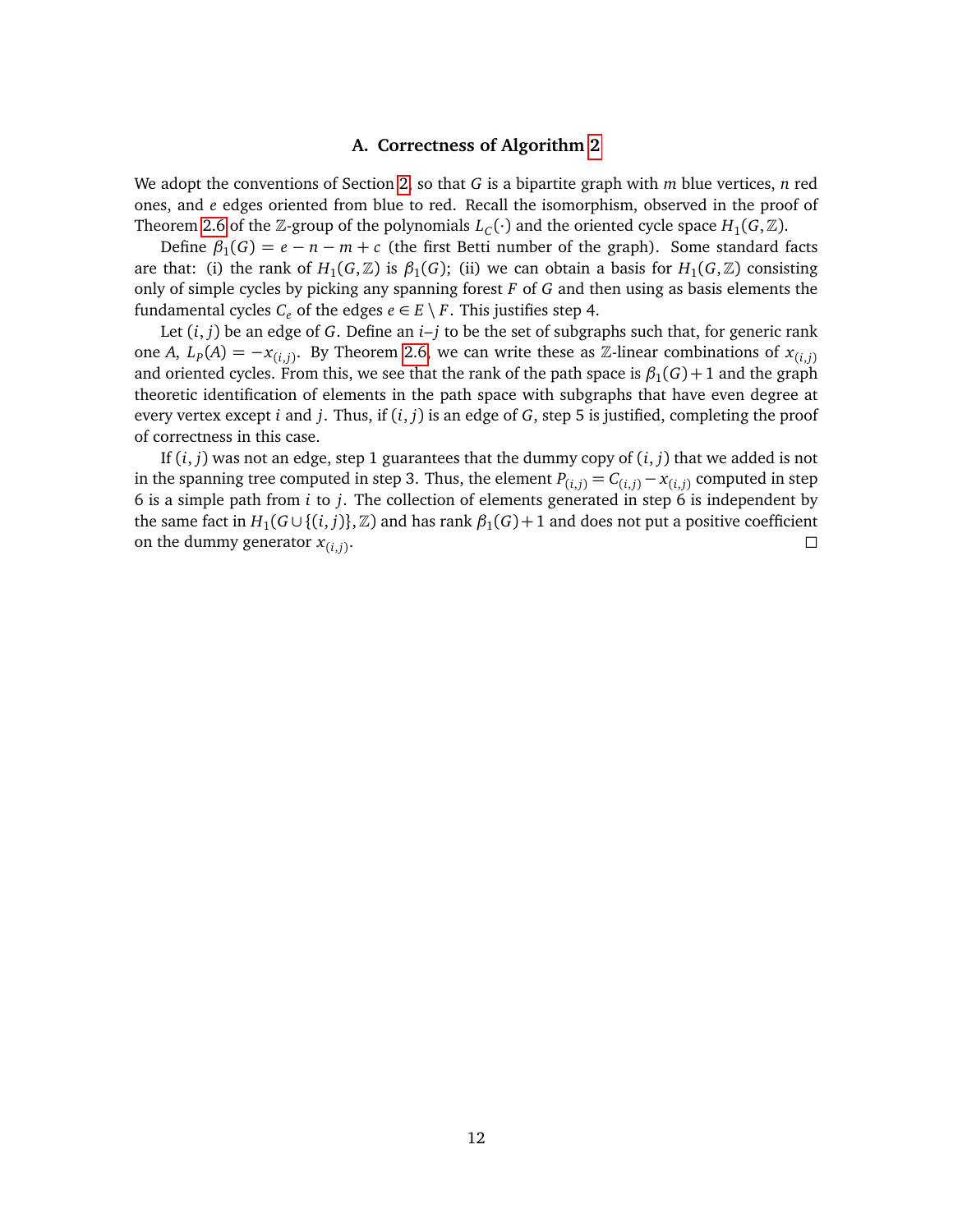## A. Correctness of Algorithm 2

We adopt the conventions of Section 2, so that $G$ is a bipartite graph with $m$ blue vertices, $n$ red ones, and $e$ edges oriented from blue to red. Recall the isomorphism, observed in the proof of Theorem 2.6 of the $\mathbb{Z}$-group of the polynomials $L_C(\cdot)$ and the oriented cycle space $H_1(G, \mathbb{Z})$.

Define $\beta_1(G) = e - n - m + c$ (the first Betti number of the graph). Some standard facts are that: (i) the rank of $H_1(G, \mathbb{Z})$ is $\beta_1(G)$; (ii) we can obtain a basis for $H_1(G, \mathbb{Z})$ consisting only of simple cycles by picking any spanning forest $F$ of $G$ and then using as basis elements the fundamental cycles $C_e$ of the edges $e \in E \setminus F$. This justifies step 4.

Let $(i, j)$ be an edge of $G$. Define an $i$–$j$ to be the set of subgraphs such that, for generic rank one $A$, $L_P(A) = -x_{(i,j)}$. By Theorem 2.6, we can write these as $\mathbb{Z}$-linear combinations of $x_{(i,j)}$ and oriented cycles. From this, we see that the rank of the path space is $\beta_1(G) + 1$ and the graph theoretic identification of elements in the path space with subgraphs that have even degree at every vertex except $i$ and $j$. Thus, if $(i, j)$ is an edge of $G$, step 5 is justified, completing the proof of correctness in this case.

If $(i, j)$ was not an edge, step 1 guarantees that the dummy copy of $(i, j)$ that we added is not in the spanning tree computed in step 3. Thus, the element $P_{(i,j)} = C_{(i,j)} - x_{(i,j)}$ computed in step 6 is a simple path from $i$ to $j$. The collection of elements generated in step 6 is independent by the same fact in $H_1(G \cup \{(i, j)\}, \mathbb{Z})$ and has rank $\beta_1(G) + 1$ and does not put a positive coefficient on the dummy generator $x_{(i,j)}$. □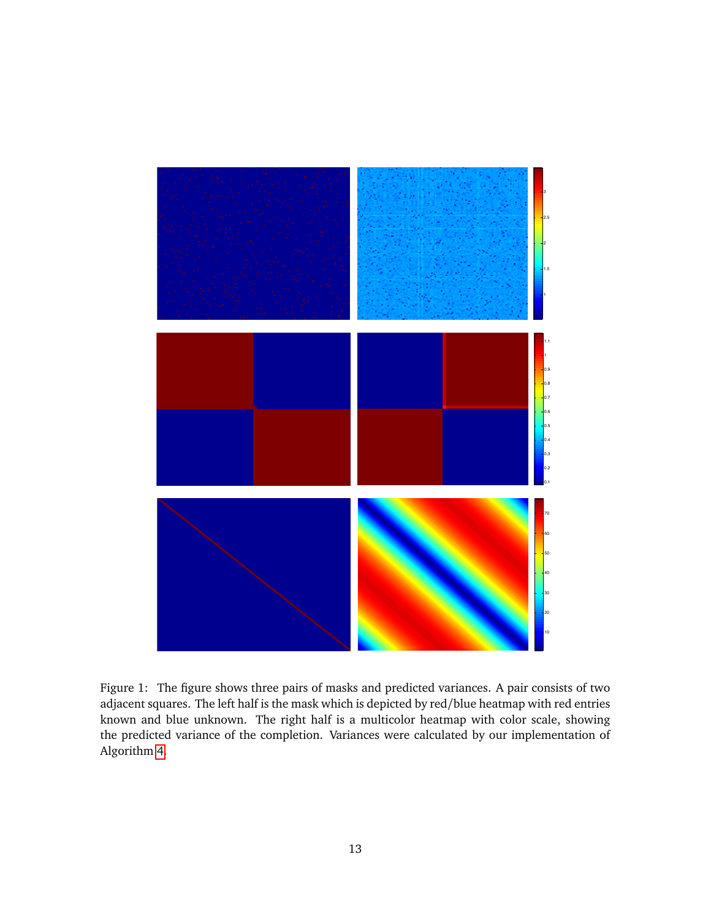Figure 1: The figure shows three pairs of masks and predicted variances. A pair consists of two adjacent squares. The left half is the mask which is depicted by red/blue heatmap with red entries known and blue unknown. The right half is a multicolor heatmap with color scale, showing the predicted variance of the completion. Variances were calculated by our implementation of Algorithm 4.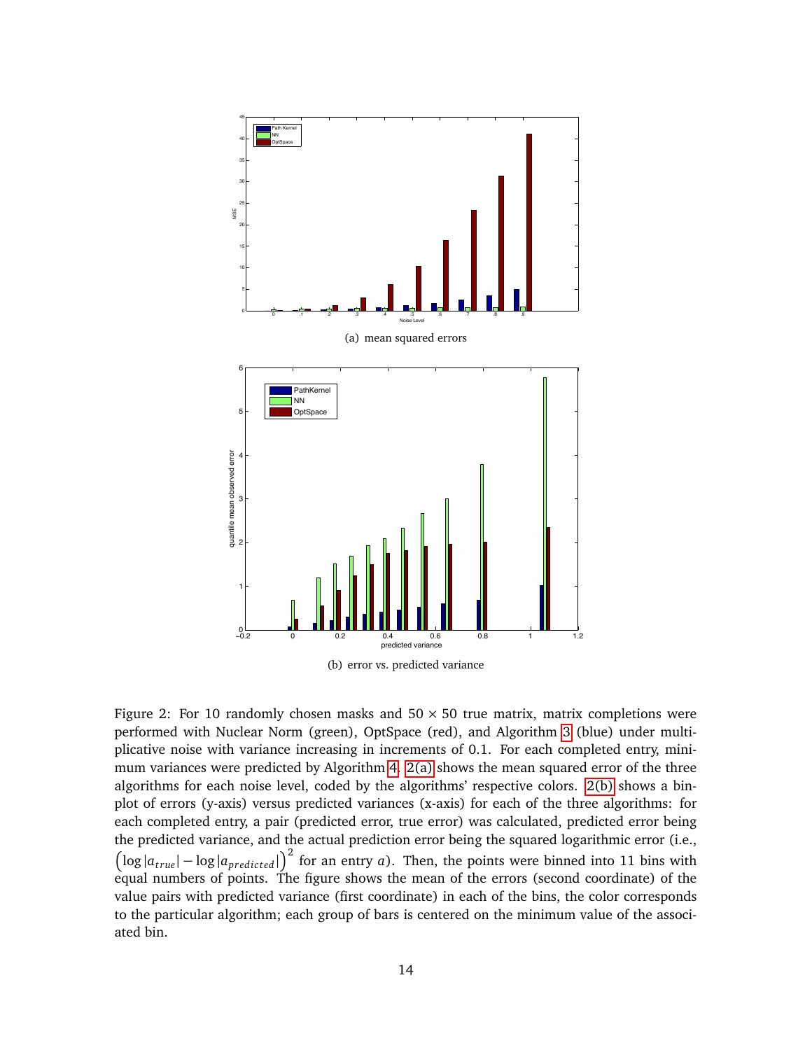Path Kernel
NN
OptSpace

45
40
35
30
25
20
15
10
5
0

MSE

0 .1 .2 .3 .4 .5 .6 .7 .8 .9

Noise Level

(a) mean squared errors

PathKernel
NN
OptSpace

6
5
4
3
2
1
0

quantile mean observed error

−0.2 0 0.2 0.4 0.6 0.8 1 1.2

predicted variance

(b) error vs. predicted variance

Figure 2: For 10 randomly chosen masks and $50 \times 50$ true matrix, matrix completions were performed with Nuclear Norm (green), OptSpace (red), and Algorithm 3 (blue) under multiplicative noise with variance increasing in increments of 0.1. For each completed entry, minimum variances were predicted by Algorithm 4. 2(a) shows the mean squared error of the three algorithms for each noise level, coded by the algorithms' respective colors. 2(b) shows a bin-plot of errors (y-axis) versus predicted variances (x-axis) for each of the three algorithms: for each completed entry, a pair (predicted error, true error) was calculated, predicted error being the predicted variance, and the actual prediction error being the squared logarithmic error (i.e., $\left(\log|a_{true}| - \log|a_{predicted}|\right)^2$ for an entry $a$). Then, the points were binned into 11 bins with equal numbers of points. The figure shows the mean of the errors (second coordinate) of the value pairs with predicted variance (first coordinate) in each of the bins, the color corresponds to the particular algorithm; each group of bars is centered on the minimum value of the associated bin.